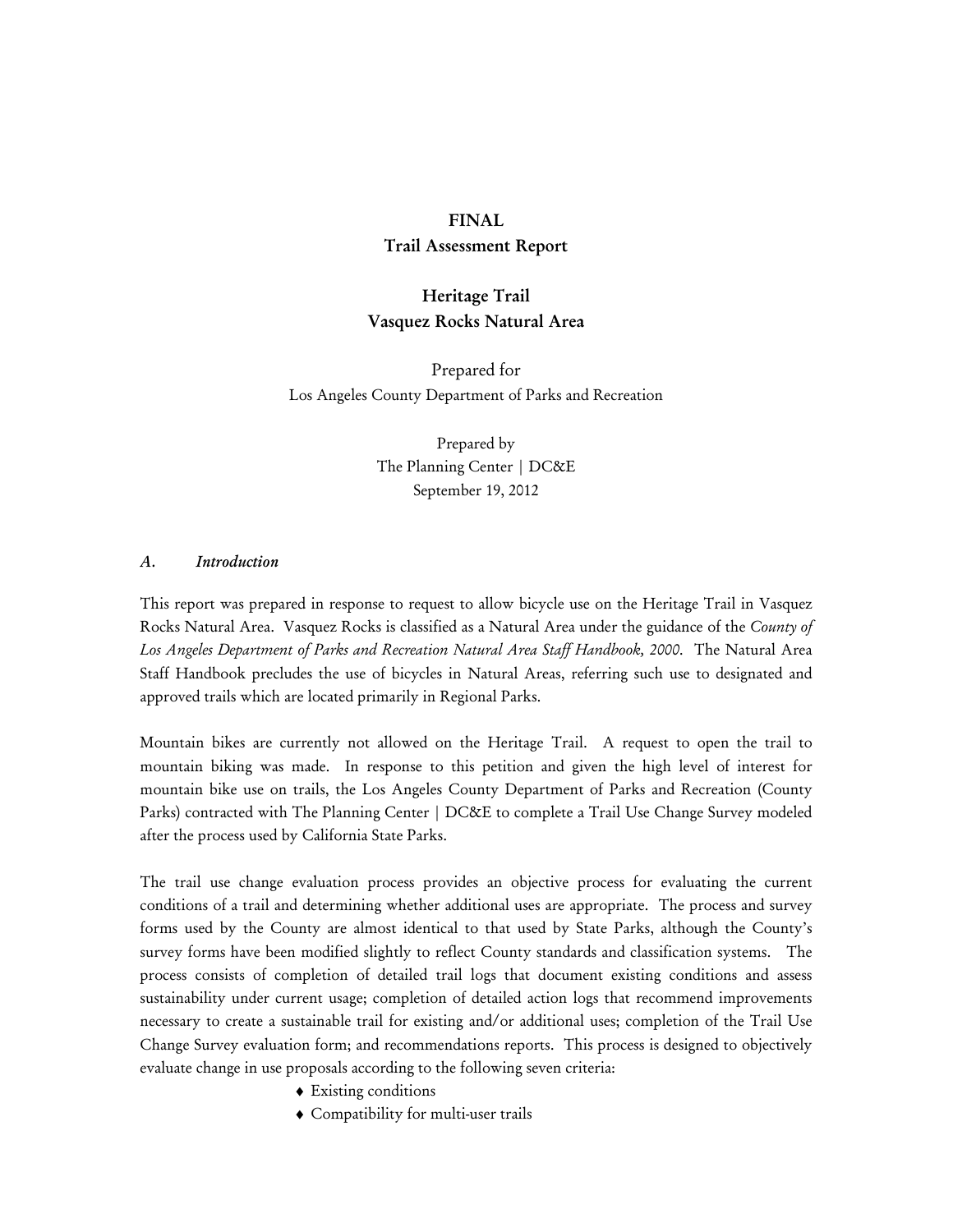**FINAL**

**Trail Assessment Report**

**Heritage Trail**

**Vasquez Rocks Natural Area**

Prepared for

Los Angeles County Department of Parks and Recreation

Prepared by

The Planning Center | DC&E

September 19, 2012

## *A. Introduction*

This report was prepared in response to request to allow bicycle use on the Heritage Trail in Vasquez Rocks Natural Area. Vasquez Rocks is classified as a Natural Area under the guidance of the *County of Los Angeles Department of Parks and Recreation Natural Area Staff Handbook, 2000*. The Natural Area Staff Handbook precludes the use of bicycles in Natural Areas, referring such use to designated and approved trails which are located primarily in Regional Parks.

Mountain bikes are currently not allowed on the Heritage Trail. A request to open the trail to mountain biking was made. In response to this petition and given the high level of interest for mountain bike use on trails, the Los Angeles County Department of Parks and Recreation (County Parks) contracted with The Planning Center | DC&E to complete a Trail Use Change Survey modeled after the process used by California State Parks.

The trail use change evaluation process provides an objective process for evaluating the current conditions of a trail and determining whether additional uses are appropriate. The process and survey forms used by the County are almost identical to that used by State Parks, although the County's survey forms have been modified slightly to reflect County standards and classification systems. The process consists of completion of detailed trail logs that document existing conditions and assess sustainability under current usage; completion of detailed action logs that recommend improvements necessary to create a sustainable trail for existing and/or additional uses; completion of the Trail Use Change Survey evaluation form; and recommendations reports. This process is designed to objectively evaluate change in use proposals according to the following seven criteria:

- Existing conditions
- Compatibility for multi-user trails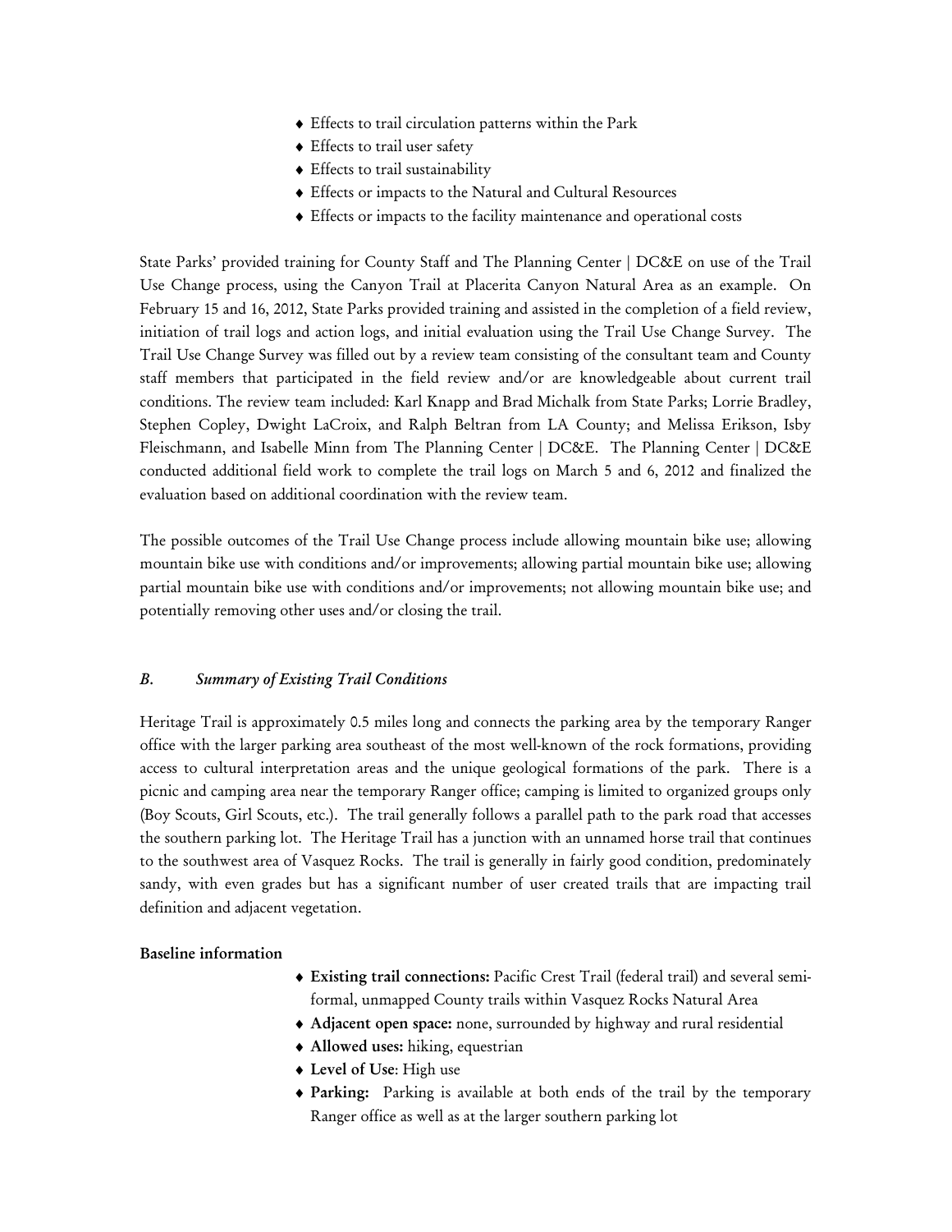- Effects to trail circulation patterns within the Park
- Effects to trail user safety
- Effects to trail sustainability
- Effects or impacts to the Natural and Cultural Resources
- Effects or impacts to the facility maintenance and operational costs

State Parks' provided training for County Staff and The Planning Center | DC&E on use of the Trail Use Change process, using the Canyon Trail at Placerita Canyon Natural Area as an example. On February 15 and 16, 2012, State Parks provided training and assisted in the completion of a field review, initiation of trail logs and action logs, and initial evaluation using the Trail Use Change Survey. The Trail Use Change Survey was filled out by a review team consisting of the consultant team and County staff members that participated in the field review and/or are knowledgeable about current trail conditions. The review team included: Karl Knapp and Brad Michalk from State Parks; Lorrie Bradley, Stephen Copley, Dwight LaCroix, and Ralph Beltran from LA County; and Melissa Erikson, Isby Fleischmann, and Isabelle Minn from The Planning Center | DC&E. The Planning Center | DC&E conducted additional field work to complete the trail logs on March 5 and 6, 2012 and finalized the evaluation based on additional coordination with the review team.

The possible outcomes of the Trail Use Change process include allowing mountain bike use; allowing mountain bike use with conditions and/or improvements; allowing partial mountain bike use; allowing partial mountain bike use with conditions and/or improvements; not allowing mountain bike use; and potentially removing other uses and/or closing the trail.

### *B. Summary of Existing Trail Conditions*

Heritage Trail is approximately 0.5 miles long and connects the parking area by the temporary Ranger office with the larger parking area southeast of the most well-known of the rock formations, providing access to cultural interpretation areas and the unique geological formations of the park. There is a picnic and camping area near the temporary Ranger office; camping is limited to organized groups only (Boy Scouts, Girl Scouts, etc.). The trail generally follows a parallel path to the park road that accesses the southern parking lot. The Heritage Trail has a junction with an unnamed horse trail that continues to the southwest area of Vasquez Rocks. The trail is generally in fairly good condition, predominately sandy, with even grades but has a significant number of user created trails that are impacting trail definition and adjacent vegetation.

**Baseline information**

- **Existing trail connections:** Pacific Crest Trail (federal trail) and several semi-formal, unmapped County trails within Vasquez Rocks Natural Area
- **Adjacent open space:** none, surrounded by highway and rural residential
- **Allowed uses:** hiking, equestrian
- **Level of Use**: High use
- **Parking:** Parking is available at both ends of the trail by the temporary Ranger office as well as at the larger southern parking lot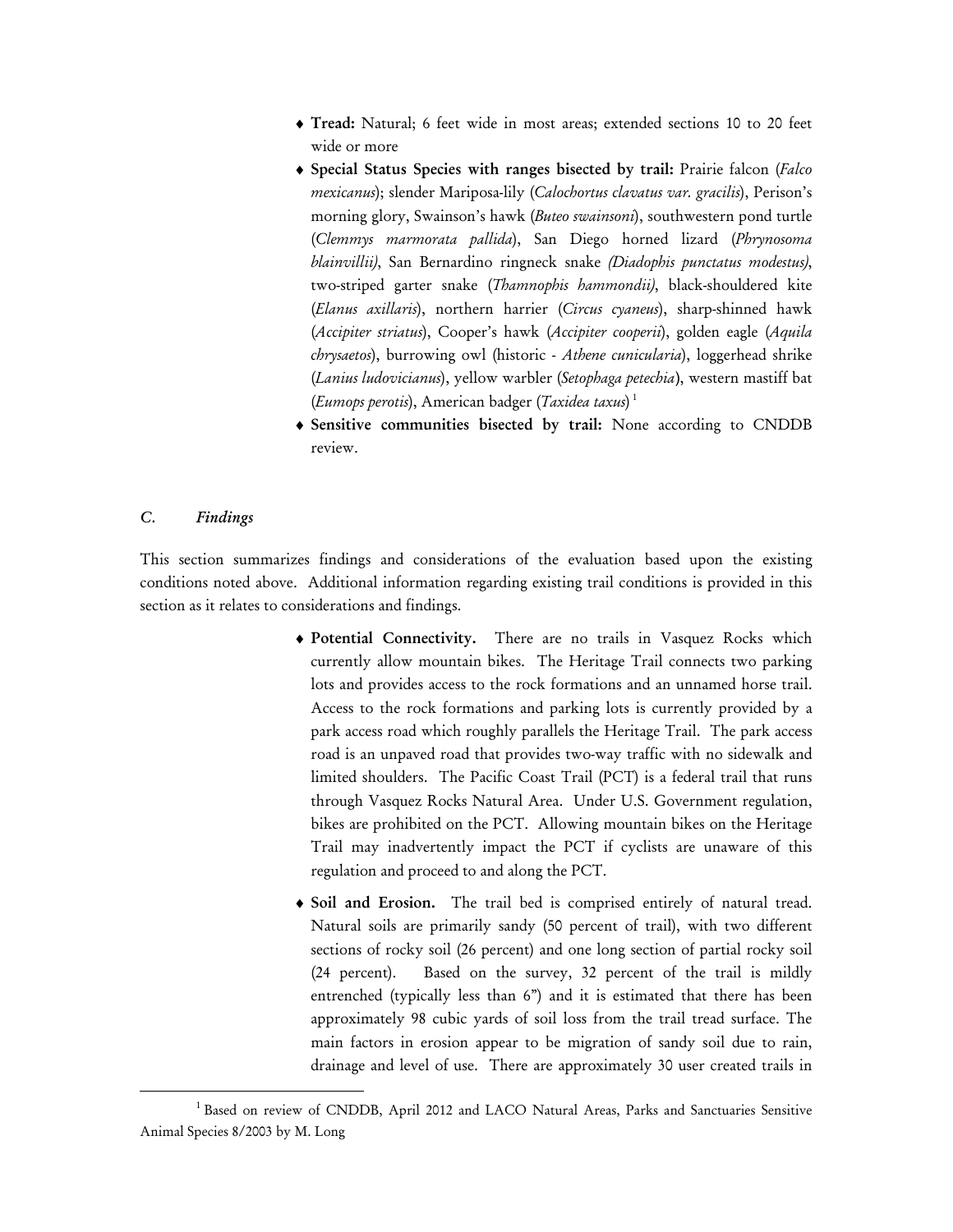- **Tread:** Natural; 6 feet wide in most areas; extended sections 10 to 20 feet wide or more
- **Special Status Species with ranges bisected by trail:** Prairie falcon (*Falco mexicanus*); slender Mariposa-lily (*Calochortus clavatus var. gracilis*), Perison's morning glory, Swainson's hawk (*Buteo swainsoni*), southwestern pond turtle (*Clemmys marmorata pallida*), San Diego horned lizard (*Phrynosoma blainvillii)*, San Bernardino ringneck snake *(Diadophis punctatus modestus)*, two-striped garter snake (*Thamnophis hammondii)*, black-shouldered kite (*Elanus axillaris*), northern harrier (*Circus cyaneus*), sharp-shinned hawk (*Accipiter striatus*), Cooper's hawk (*Accipiter cooperii*), golden eagle (*Aquila chrysaetos*), burrowing owl (historic - *Athene cunicularia*), loggerhead shrike (*Lanius ludovicianus*), yellow warbler (*Setophaga petechia*), western mastiff bat (*Eumops perotis*), American badger (*Taxidea taxus*) [1]
- **Sensitive communities bisected by trail:** None according to CNDDB review.

## *C. Findings*

This section summarizes findings and considerations of the evaluation based upon the existing conditions noted above. Additional information regarding existing trail conditions is provided in this section as it relates to considerations and findings.

- **Potential Connectivity.** There are no trails in Vasquez Rocks which currently allow mountain bikes. The Heritage Trail connects two parking lots and provides access to the rock formations and an unnamed horse trail. Access to the rock formations and parking lots is currently provided by a park access road which roughly parallels the Heritage Trail. The park access road is an unpaved road that provides two-way traffic with no sidewalk and limited shoulders. The Pacific Coast Trail (PCT) is a federal trail that runs through Vasquez Rocks Natural Area. Under U.S. Government regulation, bikes are prohibited on the PCT. Allowing mountain bikes on the Heritage Trail may inadvertently impact the PCT if cyclists are unaware of this regulation and proceed to and along the PCT.
- **Soil and Erosion.** The trail bed is comprised entirely of natural tread. Natural soils are primarily sandy (50 percent of trail), with two different sections of rocky soil (26 percent) and one long section of partial rocky soil (24 percent). Based on the survey, 32 percent of the trail is mildly entrenched (typically less than 6") and it is estimated that there has been approximately 98 cubic yards of soil loss from the trail tread surface. The main factors in erosion appear to be migration of sandy soil due to rain, drainage and level of use. There are approximately 30 user created trails in

[1] Based on review of CNDDB, April 2012 and LACO Natural Areas, Parks and Sanctuaries Sensitive Animal Species 8/2003 by M. Long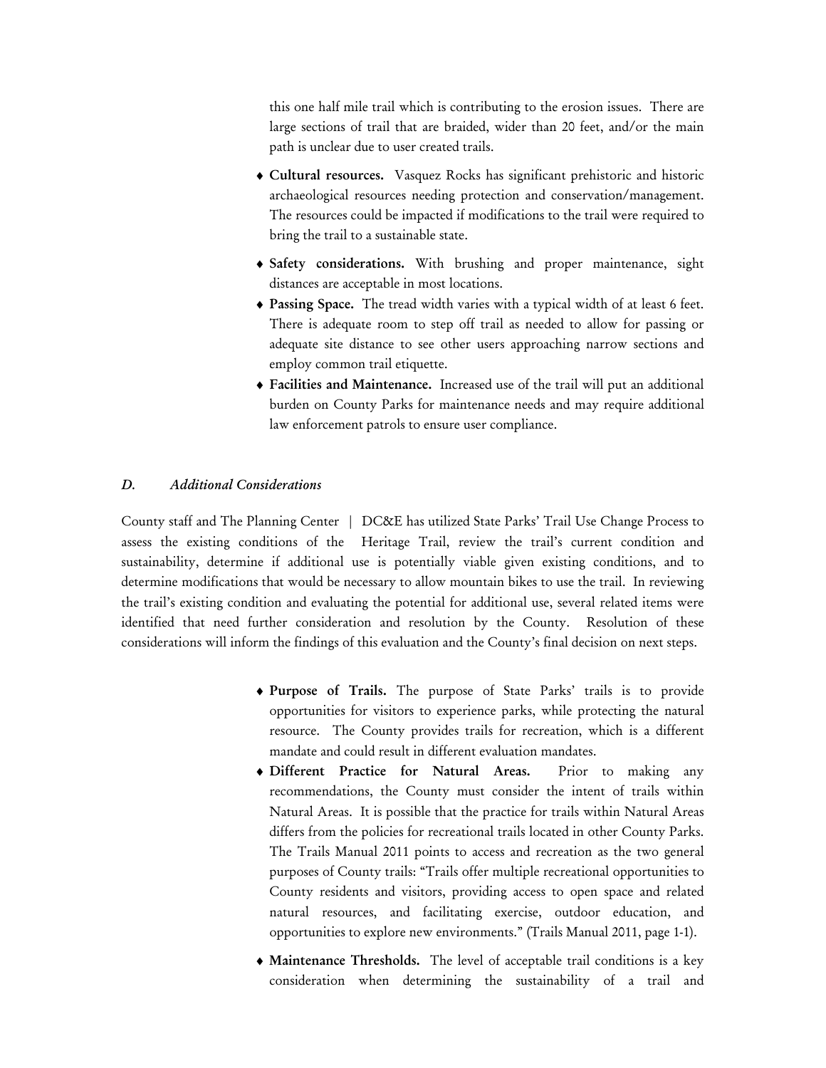this one half mile trail which is contributing to the erosion issues. There are large sections of trail that are braided, wider than 20 feet, and/or the main path is unclear due to user created trails.

- **Cultural resources.** Vasquez Rocks has significant prehistoric and historic archaeological resources needing protection and conservation/management. The resources could be impacted if modifications to the trail were required to bring the trail to a sustainable state.
- **Safety considerations.** With brushing and proper maintenance, sight distances are acceptable in most locations.
- **Passing Space.** The tread width varies with a typical width of at least 6 feet. There is adequate room to step off trail as needed to allow for passing or adequate site distance to see other users approaching narrow sections and employ common trail etiquette.
- **Facilities and Maintenance.** Increased use of the trail will put an additional burden on County Parks for maintenance needs and may require additional law enforcement patrols to ensure user compliance.

### *D. Additional Considerations*

County staff and The Planning Center | DC&E has utilized State Parks' Trail Use Change Process to assess the existing conditions of the Heritage Trail, review the trail's current condition and sustainability, determine if additional use is potentially viable given existing conditions, and to determine modifications that would be necessary to allow mountain bikes to use the trail. In reviewing the trail's existing condition and evaluating the potential for additional use, several related items were identified that need further consideration and resolution by the County. Resolution of these considerations will inform the findings of this evaluation and the County's final decision on next steps.

- **Purpose of Trails.** The purpose of State Parks' trails is to provide opportunities for visitors to experience parks, while protecting the natural resource. The County provides trails for recreation, which is a different mandate and could result in different evaluation mandates.
- **Different Practice for Natural Areas.** Prior to making any recommendations, the County must consider the intent of trails within Natural Areas. It is possible that the practice for trails within Natural Areas differs from the policies for recreational trails located in other County Parks. The Trails Manual 2011 points to access and recreation as the two general purposes of County trails: "Trails offer multiple recreational opportunities to County residents and visitors, providing access to open space and related natural resources, and facilitating exercise, outdoor education, and opportunities to explore new environments." (Trails Manual 2011, page 1-1).
- **Maintenance Thresholds.** The level of acceptable trail conditions is a key consideration when determining the sustainability of a trail and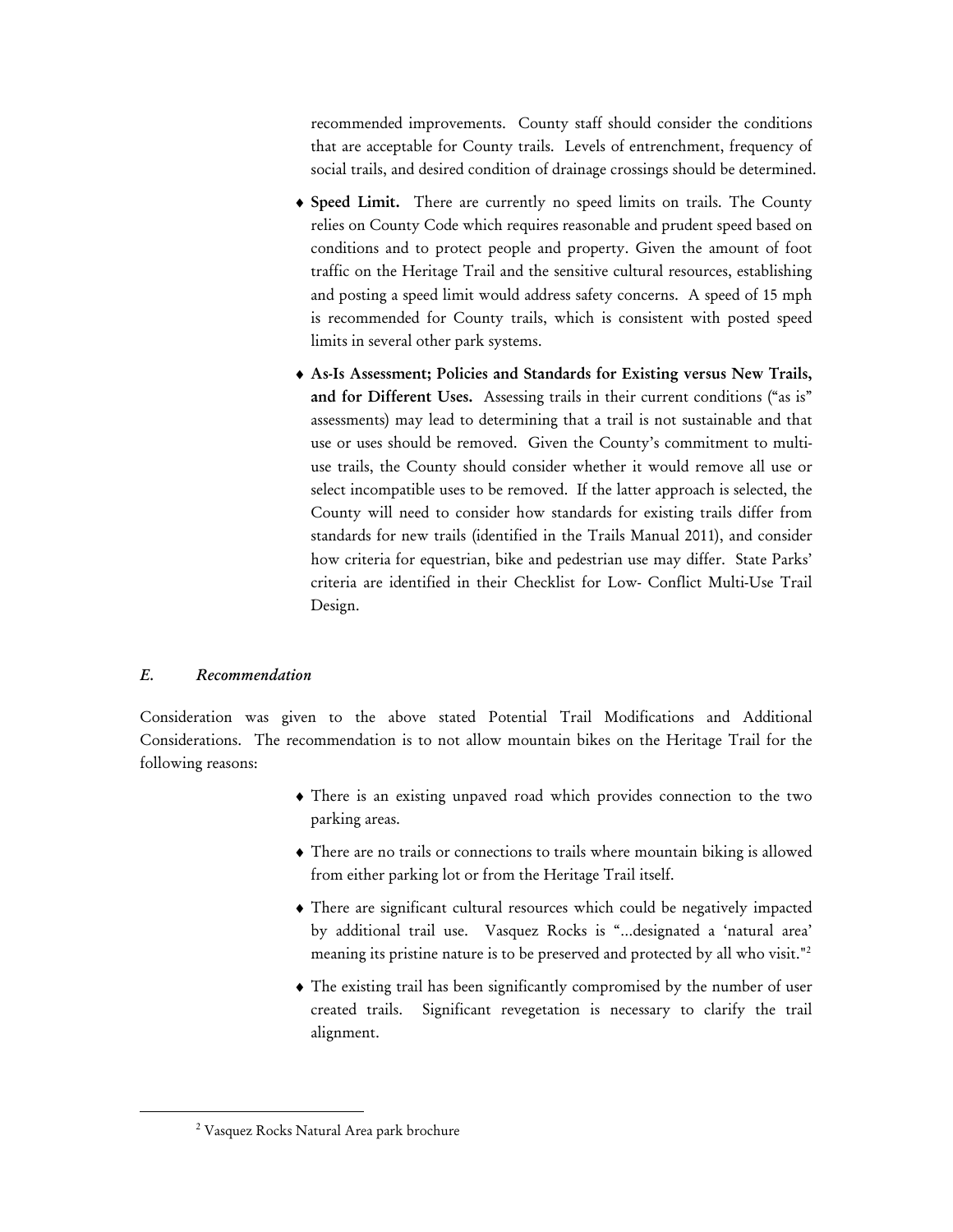recommended improvements. County staff should consider the conditions that are acceptable for County trails. Levels of entrenchment, frequency of social trails, and desired condition of drainage crossings should be determined.

- **Speed Limit.** There are currently no speed limits on trails. The County relies on County Code which requires reasonable and prudent speed based on conditions and to protect people and property. Given the amount of foot traffic on the Heritage Trail and the sensitive cultural resources, establishing and posting a speed limit would address safety concerns. A speed of 15 mph is recommended for County trails, which is consistent with posted speed limits in several other park systems.
- **As-Is Assessment; Policies and Standards for Existing versus New Trails, and for Different Uses.** Assessing trails in their current conditions ("as is" assessments) may lead to determining that a trail is not sustainable and that use or uses should be removed. Given the County's commitment to multi-use trails, the County should consider whether it would remove all use or select incompatible uses to be removed. If the latter approach is selected, the County will need to consider how standards for existing trails differ from standards for new trails (identified in the Trails Manual 2011), and consider how criteria for equestrian, bike and pedestrian use may differ. State Parks' criteria are identified in their Checklist for Low- Conflict Multi-Use Trail Design.

### *E. Recommendation*

Consideration was given to the above stated Potential Trail Modifications and Additional Considerations. The recommendation is to not allow mountain bikes on the Heritage Trail for the following reasons:

- There is an existing unpaved road which provides connection to the two parking areas.
- There are no trails or connections to trails where mountain biking is allowed from either parking lot or from the Heritage Trail itself.
- There are significant cultural resources which could be negatively impacted by additional trail use. Vasquez Rocks is "…designated a 'natural area' meaning its pristine nature is to be preserved and protected by all who visit."[2]
- The existing trail has been significantly compromised by the number of user created trails. Significant revegetation is necessary to clarify the trail alignment.

[2] Vasquez Rocks Natural Area park brochure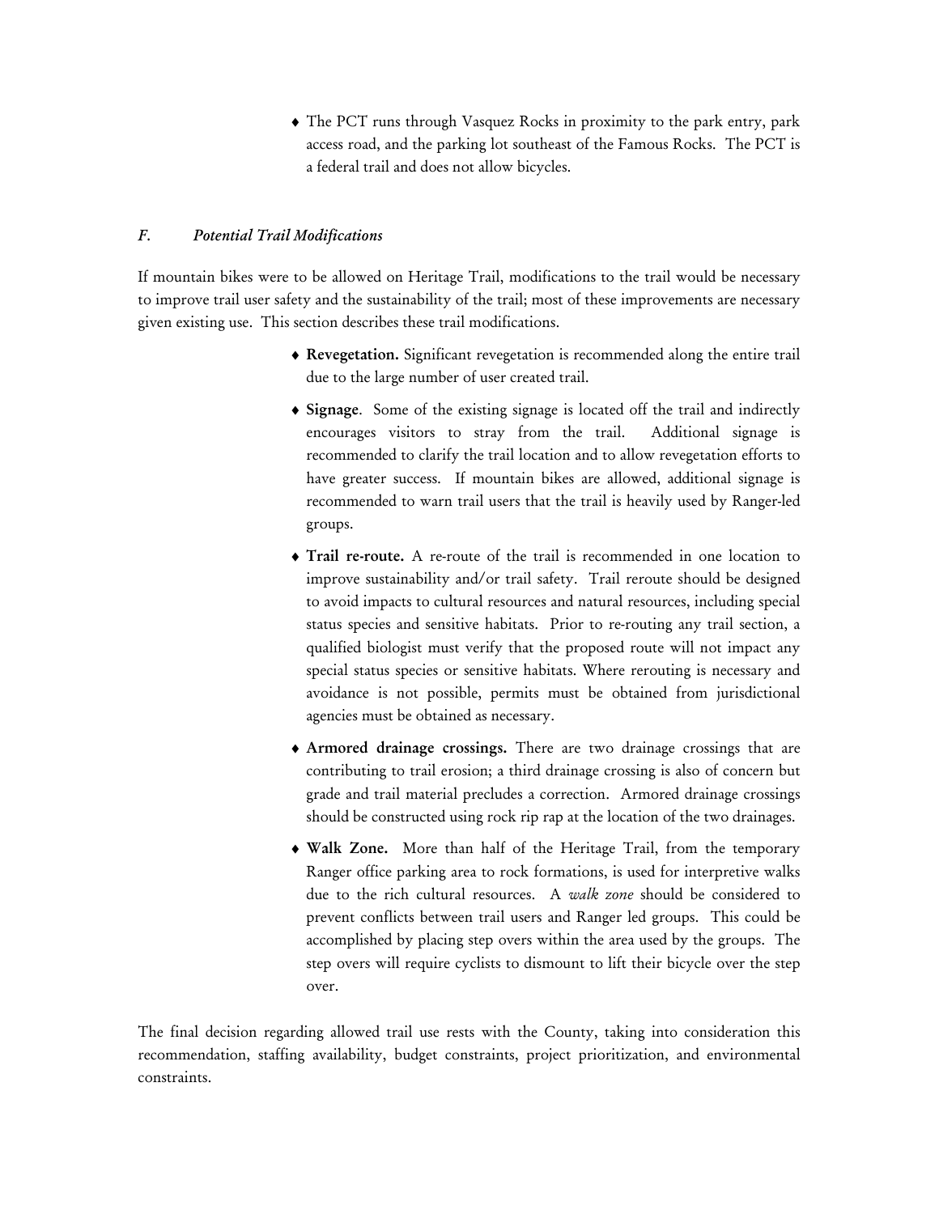- The PCT runs through Vasquez Rocks in proximity to the park entry, park access road, and the parking lot southeast of the Famous Rocks. The PCT is a federal trail and does not allow bicycles.

### *F. Potential Trail Modifications*

If mountain bikes were to be allowed on Heritage Trail, modifications to the trail would be necessary to improve trail user safety and the sustainability of the trail; most of these improvements are necessary given existing use. This section describes these trail modifications.

- **Revegetation.** Significant revegetation is recommended along the entire trail due to the large number of user created trail.
- **Signage**. Some of the existing signage is located off the trail and indirectly encourages visitors to stray from the trail. Additional signage is recommended to clarify the trail location and to allow revegetation efforts to have greater success. If mountain bikes are allowed, additional signage is recommended to warn trail users that the trail is heavily used by Ranger-led groups.
- **Trail re-route.** A re-route of the trail is recommended in one location to improve sustainability and/or trail safety. Trail reroute should be designed to avoid impacts to cultural resources and natural resources, including special status species and sensitive habitats. Prior to re-routing any trail section, a qualified biologist must verify that the proposed route will not impact any special status species or sensitive habitats. Where rerouting is necessary and avoidance is not possible, permits must be obtained from jurisdictional agencies must be obtained as necessary.
- **Armored drainage crossings.** There are two drainage crossings that are contributing to trail erosion; a third drainage crossing is also of concern but grade and trail material precludes a correction. Armored drainage crossings should be constructed using rock rip rap at the location of the two drainages.
- **Walk Zone.** More than half of the Heritage Trail, from the temporary Ranger office parking area to rock formations, is used for interpretive walks due to the rich cultural resources. A *walk zone* should be considered to prevent conflicts between trail users and Ranger led groups. This could be accomplished by placing step overs within the area used by the groups. The step overs will require cyclists to dismount to lift their bicycle over the step over.

The final decision regarding allowed trail use rests with the County, taking into consideration this recommendation, staffing availability, budget constraints, project prioritization, and environmental constraints.